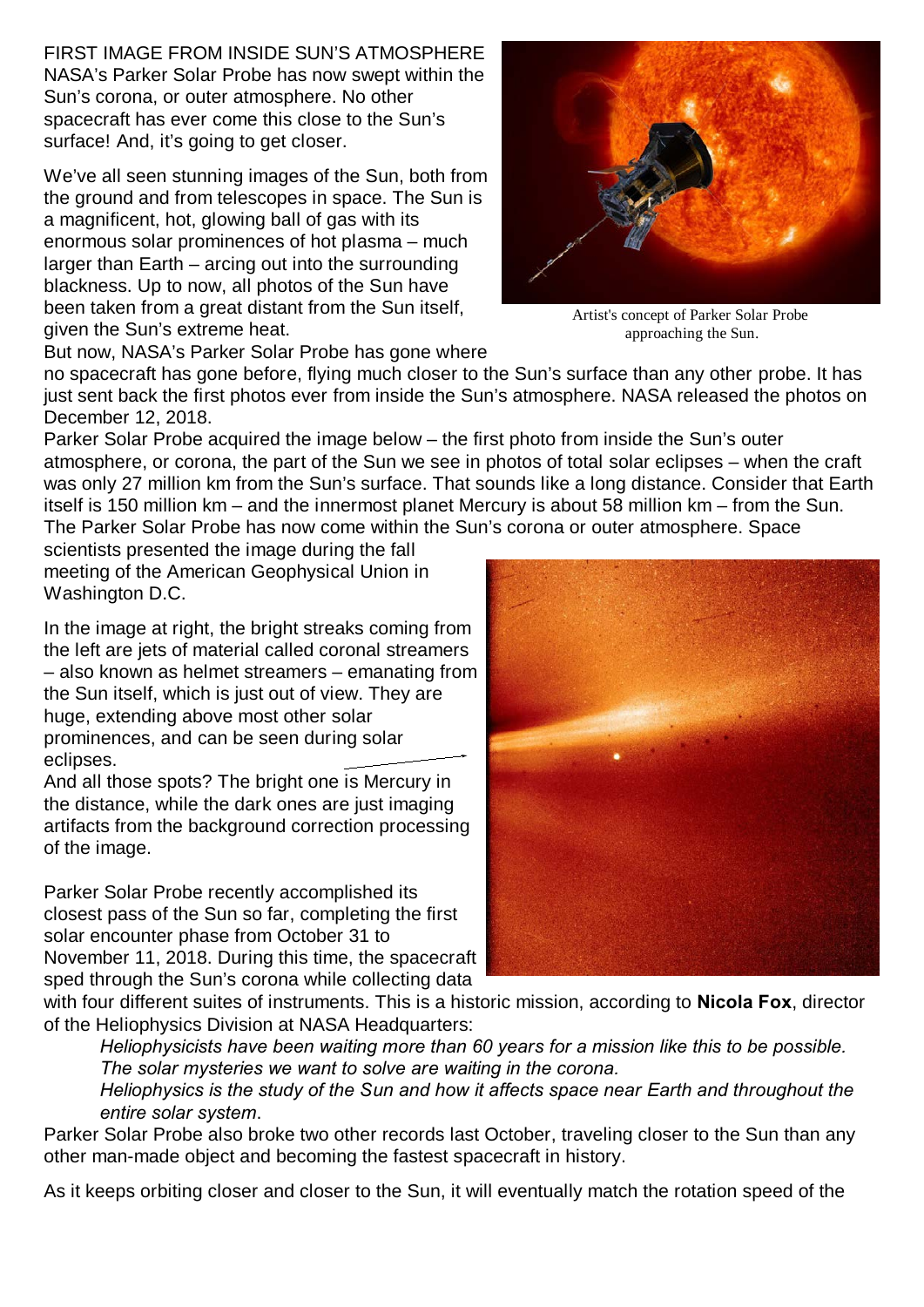# FIRST IMAGE FROM INSIDE SUN'S ATMOSPHERE

NASA's Parker Solar Probe has now swept within the Sun's corona, or outer atmosphere. No other spacecraft has ever come this close to the Sun's surface! And, it's going to get closer.

We've all seen stunning images of the Sun, both from the ground and from telescopes in space. The Sun is a magnificent, hot, glowing ball of gas with its enormous solar prominences of hot plasma – much larger than Earth – arcing out into the surrounding blackness. Up to now, all photos of the Sun have been taken from a great distant from the Sun itself, given the Sun's extreme heat.

Artist's concept of Parker Solar Probe approaching the Sun.

But now, NASA's Parker Solar Probe has gone where no spacecraft has gone before, flying much closer to the Sun's surface than any other probe. It has just sent back the first photos ever from inside the Sun's atmosphere. NASA released the photos on December 12, 2018.

Parker Solar Probe acquired the image below – the first photo from inside the Sun's outer atmosphere, or corona, the part of the Sun we see in photos of total solar eclipses – when the craft was only 27 million km from the Sun's surface. That sounds like a long distance. Consider that Earth itself is 150 million km – and the innermost planet Mercury is about 58 million km – from the Sun. The Parker Solar Probe has now come within the Sun's corona or outer atmosphere. Space scientists presented the image during the fall meeting of the American Geophysical Union in Washington D.C.

In the image at right, the bright streaks coming from the left are jets of material called coronal streamers – also known as helmet streamers – emanating from the Sun itself, which is just out of view. They are huge, extending above most other solar prominences, and can be seen during solar eclipses.

And all those spots? The bright one is Mercury in the distance, while the dark ones are just imaging artifacts from the background correction processing of the image.

Parker Solar Probe recently accomplished its closest pass of the Sun so far, completing the first solar encounter phase from October 31 to November 11, 2018. During this time, the spacecraft sped through the Sun's corona while collecting data with four different suites of instruments. This is a historic mission, according to **Nicola Fox**, director of the Heliophysics Division at NASA Headquarters:

> *Heliophysicists have been waiting more than 60 years for a mission like this to be possible. The solar mysteries we want to solve are waiting in the corona.*
>
> *Heliophysics is the study of the Sun and how it affects space near Earth and throughout the entire solar system*.

Parker Solar Probe also broke two other records last October, traveling closer to the Sun than any other man-made object and becoming the fastest spacecraft in history.

As it keeps orbiting closer and closer to the Sun, it will eventually match the rotation speed of the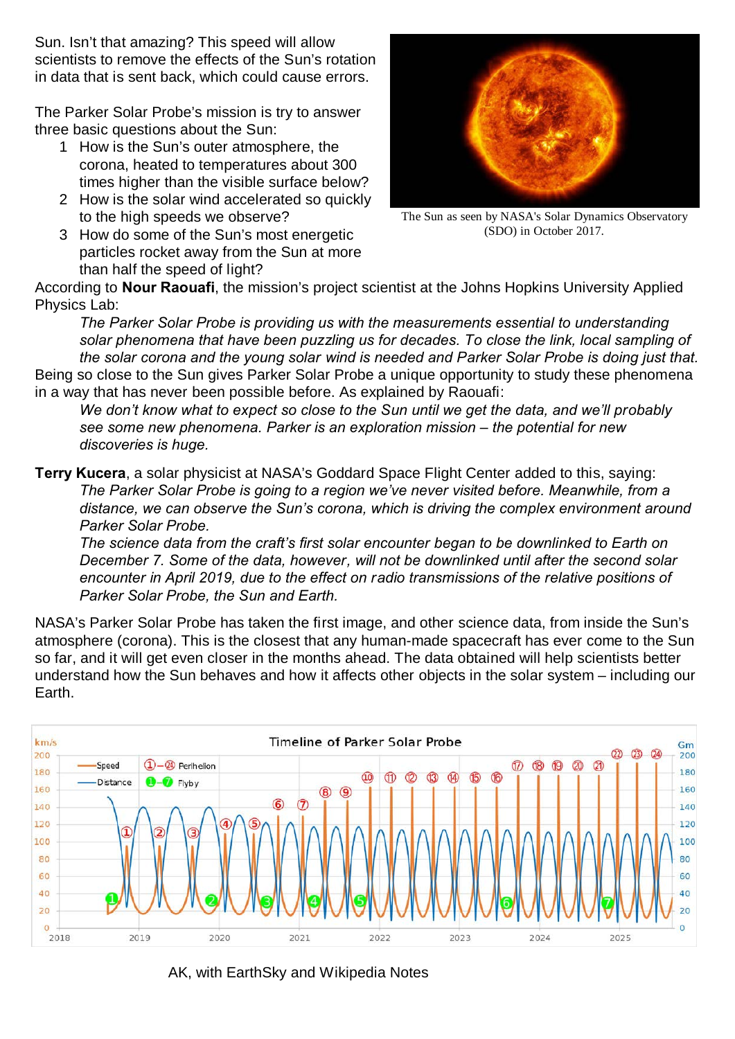Sun. Isn't that amazing? This speed will allow scientists to remove the effects of the Sun's rotation in data that is sent back, which could cause errors.

The Parker Solar Probe's mission is try to answer three basic questions about the Sun:

1. How is the Sun's outer atmosphere, the corona, heated to temperatures about 300 times higher than the visible surface below?
2. How is the solar wind accelerated so quickly to the high speeds we observe?
3. How do some of the Sun's most energetic particles rocket away from the Sun at more than half the speed of light?

The Sun as seen by NASA's Solar Dynamics Observatory (SDO) in October 2017.

According to **Nour Raouafi**, the mission's project scientist at the Johns Hopkins University Applied Physics Lab:

> *The Parker Solar Probe is providing us with the measurements essential to understanding solar phenomena that have been puzzling us for decades. To close the link, local sampling of the solar corona and the young solar wind is needed and Parker Solar Probe is doing just that.*

Being so close to the Sun gives Parker Solar Probe a unique opportunity to study these phenomena in a way that has never been possible before. As explained by Raouafi:

> *We don't know what to expect so close to the Sun until we get the data, and we'll probably see some new phenomena. Parker is an exploration mission – the potential for new discoveries is huge.*

**Terry Kucera**, a solar physicist at NASA's Goddard Space Flight Center added to this, saying:

> *The Parker Solar Probe is going to a region we've never visited before. Meanwhile, from a distance, we can observe the Sun's corona, which is driving the complex environment around Parker Solar Probe.*
>
> *The science data from the craft's first solar encounter began to be downlinked to Earth on December 7. Some of the data, however, will not be downlinked until after the second solar encounter in April 2019, due to the effect on radio transmissions of the relative positions of Parker Solar Probe, the Sun and Earth.*

NASA's Parker Solar Probe has taken the first image, and other science data, from inside the Sun's atmosphere (corona). This is the closest that any human-made spacecraft has ever come to the Sun so far, and it will get even closer in the months ahead. The data obtained will help scientists better understand how the Sun behaves and how it affects other objects in the solar system – including our Earth.

Timeline of Parker Solar Probe

km/s: 0, 20, 40, 60, 80, 100, 120, 140, 160, 180, 200

Gm: 0, 20, 40, 60, 80, 100, 120, 140, 160, 180, 200

Speed
Distance
①–㉔ Perihelion
❶–❼ Flyby

2018, 2019, 2020, 2021, 2022, 2023, 2024, 2025

AK, with EarthSky and Wikipedia Notes